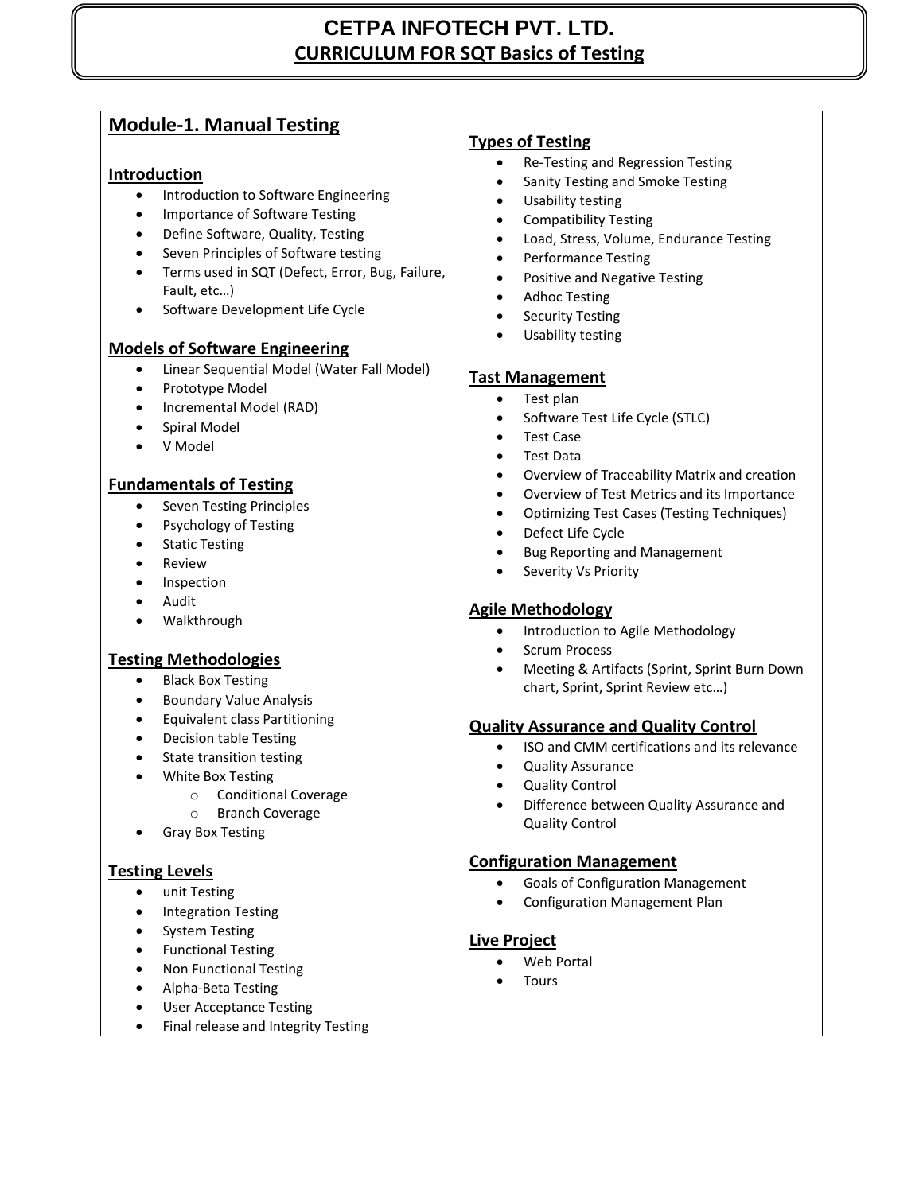# CETPA INFOTECH PVT. LTD.

## CURRICULUM FOR SQT Basics of Testing

## Module-1. Manual Testing

### Introduction

- Introduction to Software Engineering
- Importance of Software Testing
- Define Software, Quality, Testing
- Seven Principles of Software testing
- Terms used in SQT (Defect, Error, Bug, Failure, Fault, etc…)
- Software Development Life Cycle

### Models of Software Engineering

- Linear Sequential Model (Water Fall Model)
- Prototype Model
- Incremental Model (RAD)
- Spiral Model
- V Model

### Fundamentals of Testing

- Seven Testing Principles
- Psychology of Testing
- Static Testing
- Review
- Inspection
- Audit
- Walkthrough

### Testing Methodologies

- Black Box Testing
- Boundary Value Analysis
- Equivalent class Partitioning
- Decision table Testing
- State transition testing
- White Box Testing
  - Conditional Coverage
  - Branch Coverage
- Gray Box Testing

### Testing Levels

- unit Testing
- Integration Testing
- System Testing
- Functional Testing
- Non Functional Testing
- Alpha-Beta Testing
- User Acceptance Testing
- Final release and Integrity Testing

### Types of Testing

- Re-Testing and Regression Testing
- Sanity Testing and Smoke Testing
- Usability testing
- Compatibility Testing
- Load, Stress, Volume, Endurance Testing
- Performance Testing
- Positive and Negative Testing
- Adhoc Testing
- Security Testing
- Usability testing

### Tast Management

- Test plan
- Software Test Life Cycle (STLC)
- Test Case
- Test Data
- Overview of Traceability Matrix and creation
- Overview of Test Metrics and its Importance
- Optimizing Test Cases (Testing Techniques)
- Defect Life Cycle
- Bug Reporting and Management
- Severity Vs Priority

### Agile Methodology

- Introduction to Agile Methodology
- Scrum Process
- Meeting & Artifacts (Sprint, Sprint Burn Down chart, Sprint, Sprint Review etc…)

### Quality Assurance and Quality Control

- ISO and CMM certifications and its relevance
- Quality Assurance
- Quality Control
- Difference between Quality Assurance and Quality Control

### Configuration Management

- Goals of Configuration Management
- Configuration Management Plan

### Live Project

- Web Portal
- Tours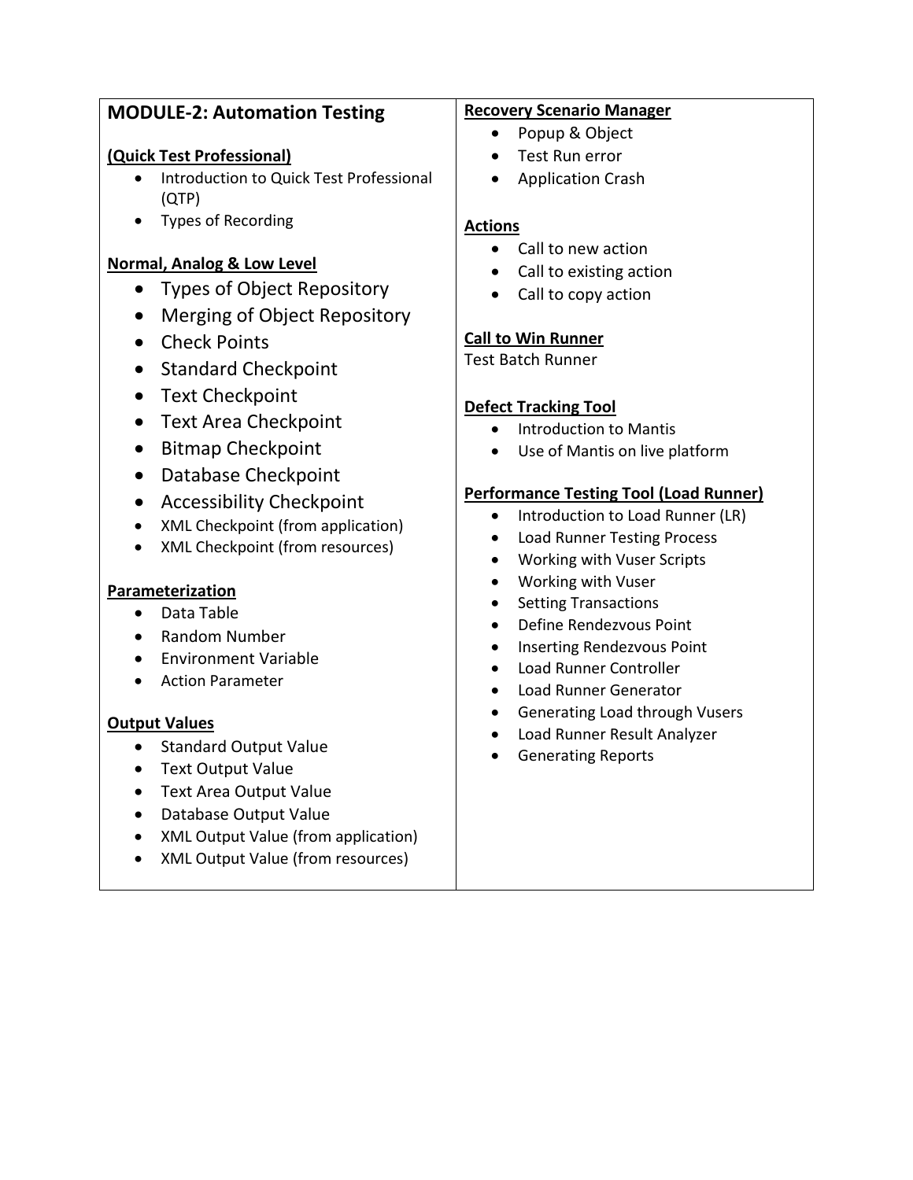## MODULE-2: Automation Testing

**(Quick Test Professional)**

- Introduction to Quick Test Professional (QTP)
- Types of Recording

**Normal, Analog & Low Level**

- Types of Object Repository
- Merging of Object Repository
- Check Points
- Standard Checkpoint
- Text Checkpoint
- Text Area Checkpoint
- Bitmap Checkpoint
- Database Checkpoint
- Accessibility Checkpoint
- XML Checkpoint (from application)
- XML Checkpoint (from resources)

**Parameterization**

- Data Table
- Random Number
- Environment Variable
- Action Parameter

**Output Values**

- Standard Output Value
- Text Output Value
- Text Area Output Value
- Database Output Value
- XML Output Value (from application)
- XML Output Value (from resources)

**Recovery Scenario Manager**

- Popup & Object
- Test Run error
- Application Crash

**Actions**

- Call to new action
- Call to existing action
- Call to copy action

**Call to Win Runner**

Test Batch Runner

**Defect Tracking Tool**

- Introduction to Mantis
- Use of Mantis on live platform

**Performance Testing Tool (Load Runner)**

- Introduction to Load Runner (LR)
- Load Runner Testing Process
- Working with Vuser Scripts
- Working with Vuser
- Setting Transactions
- Define Rendezvous Point
- Inserting Rendezvous Point
- Load Runner Controller
- Load Runner Generator
- Generating Load through Vusers
- Load Runner Result Analyzer
- Generating Reports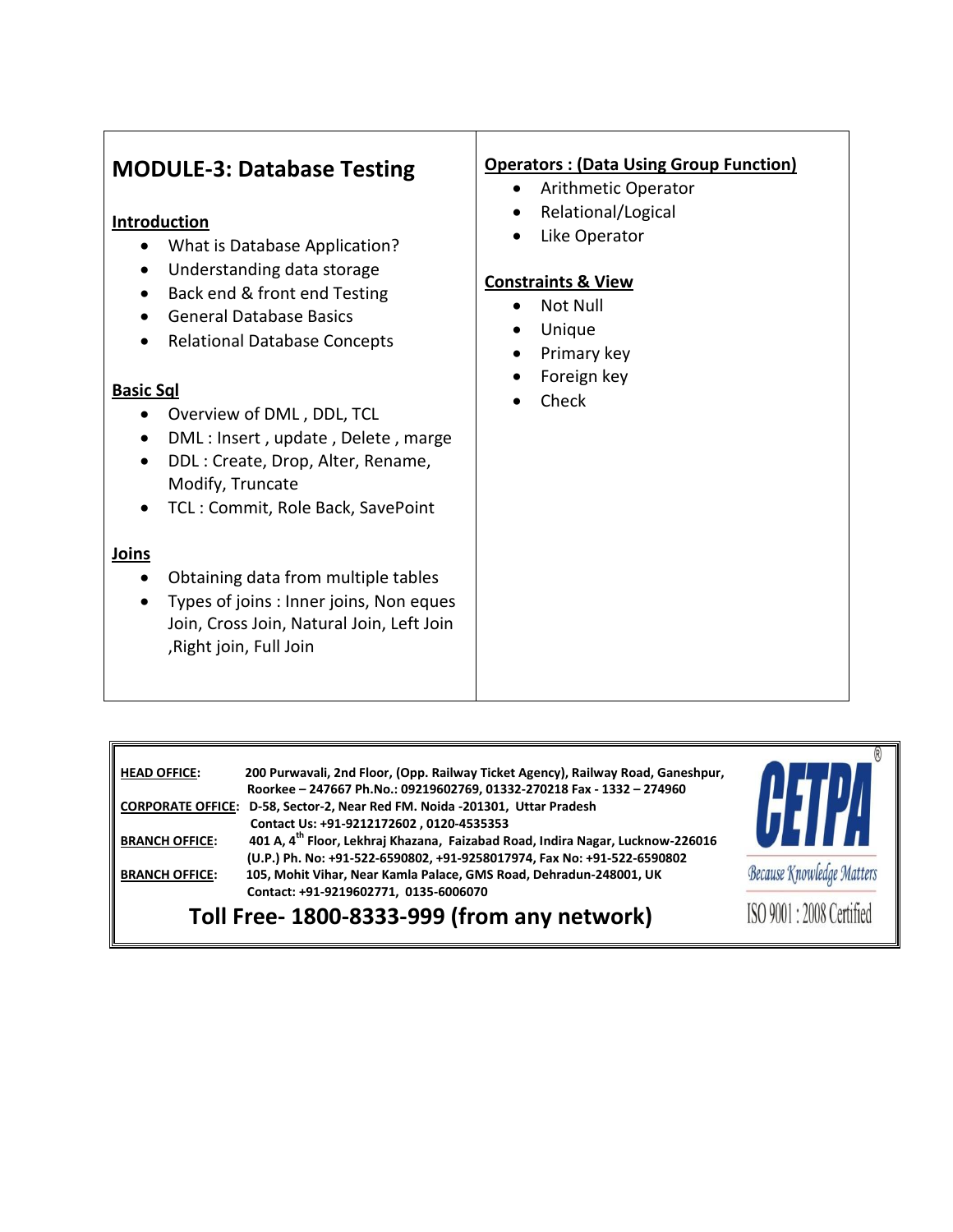## MODULE-3: Database Testing

**Introduction**

- What is Database Application?
- Understanding data storage
- Back end & front end Testing
- General Database Basics
- Relational Database Concepts

**Basic Sql**

- Overview of DML , DDL, TCL
- DML : Insert , update , Delete , marge
- DDL : Create, Drop, Alter, Rename, Modify, Truncate
- TCL : Commit, Role Back, SavePoint

**Joins**

- Obtaining data from multiple tables
- Types of joins : Inner joins, Non eques Join, Cross Join, Natural Join, Left Join ,Right join, Full Join

**Operators : (Data Using Group Function)**

- Arithmetic Operator
- Relational/Logical
- Like Operator

**Constraints & View**

- Not Null
- Unique
- Primary key
- Foreign key
- Check

**HEAD OFFICE**: 200 Purwavali, 2nd Floor, (Opp. Railway Ticket Agency), Railway Road, Ganeshpur, Roorkee – 247667 Ph.No.: 09219602769, 01332-270218 Fax - 1332 – 274960

**CORPORATE OFFICE**: D-58, Sector-2, Near Red FM. Noida -201301, Uttar Pradesh Contact Us: +91-9212172602 , 0120-4535353

**BRANCH OFFICE**: 401 A, 4th Floor, Lekhraj Khazana, Faizabad Road, Indira Nagar, Lucknow-226016 (U.P.) Ph. No: +91-522-6590802, +91-9258017974, Fax No: +91-522-6590802

**BRANCH OFFICE**: 105, Mohit Vihar, Near Kamla Palace, GMS Road, Dehradun-248001, UK Contact: +91-9219602771, 0135-6006070

**Toll Free- 1800-8333-999 (from any network)**

CETPA®
Because Knowledge Matters
ISO 9001 : 2008 Certified